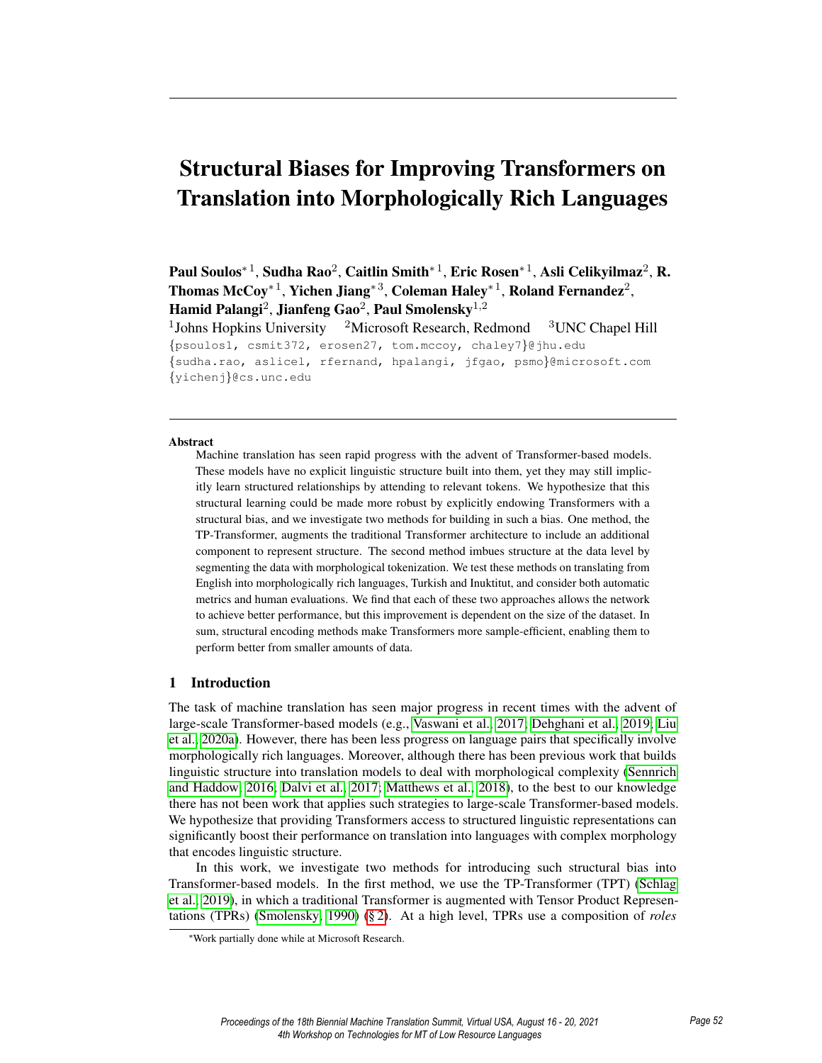# Structural Biases for Improving Transformers on Translation into Morphologically Rich Languages

**Paul Soulos**[*1], **Sudha Rao**[2], **Caitlin Smith**[*1], **Eric Rosen**[*1], **Asli Celikyilmaz**[2], **R. Thomas McCoy**[*1], **Yichen Jiang**[*3], **Coleman Haley**[*1], **Roland Fernandez**[2], **Hamid Palangi**[2], **Jianfeng Gao**[2], **Paul Smolensky**[1,2]

[1]Johns Hopkins University [2]Microsoft Research, Redmond [3]UNC Chapel Hill

{psoulos1, csmit372, erosen27, tom.mccoy, chaley7}@jhu.edu
{sudha.rao, aslicel, rfernand, hpalangi, jfgao, psmo}@microsoft.com
{yichenj}@cs.unc.edu

### Abstract

Machine translation has seen rapid progress with the advent of Transformer-based models. These models have no explicit linguistic structure built into them, yet they may still implicitly learn structured relationships by attending to relevant tokens. We hypothesize that this structural learning could be made more robust by explicitly endowing Transformers with a structural bias, and we investigate two methods for building in such a bias. One method, the TP-Transformer, augments the traditional Transformer architecture to include an additional component to represent structure. The second method imbues structure at the data level by segmenting the data with morphological tokenization. We test these methods on translating from English into morphologically rich languages, Turkish and Inuktitut, and consider both automatic metrics and human evaluations. We find that each of these two approaches allows the network to achieve better performance, but this improvement is dependent on the size of the dataset. In sum, structural encoding methods make Transformers more sample-efficient, enabling them to perform better from smaller amounts of data.

## 1 Introduction

The task of machine translation has seen major progress in recent times with the advent of large-scale Transformer-based models (e.g., Vaswani et al., 2017; Dehghani et al., 2019; Liu et al., 2020a). However, there has been less progress on language pairs that specifically involve morphologically rich languages. Moreover, although there has been previous work that builds linguistic structure into translation models to deal with morphological complexity (Sennrich and Haddow, 2016; Dalvi et al., 2017; Matthews et al., 2018), to the best to our knowledge there has not been work that applies such strategies to large-scale Transformer-based models. We hypothesize that providing Transformers access to structured linguistic representations can significantly boost their performance on translation into languages with complex morphology that encodes linguistic structure.

In this work, we investigate two methods for introducing such structural bias into Transformer-based models. In the first method, we use the TP-Transformer (TPT) (Schlag et al., 2019), in which a traditional Transformer is augmented with Tensor Product Representations (TPRs) (Smolensky, 1990) (§ 2). At a high level, TPRs use a composition of *roles*

[*]Work partially done while at Microsoft Research.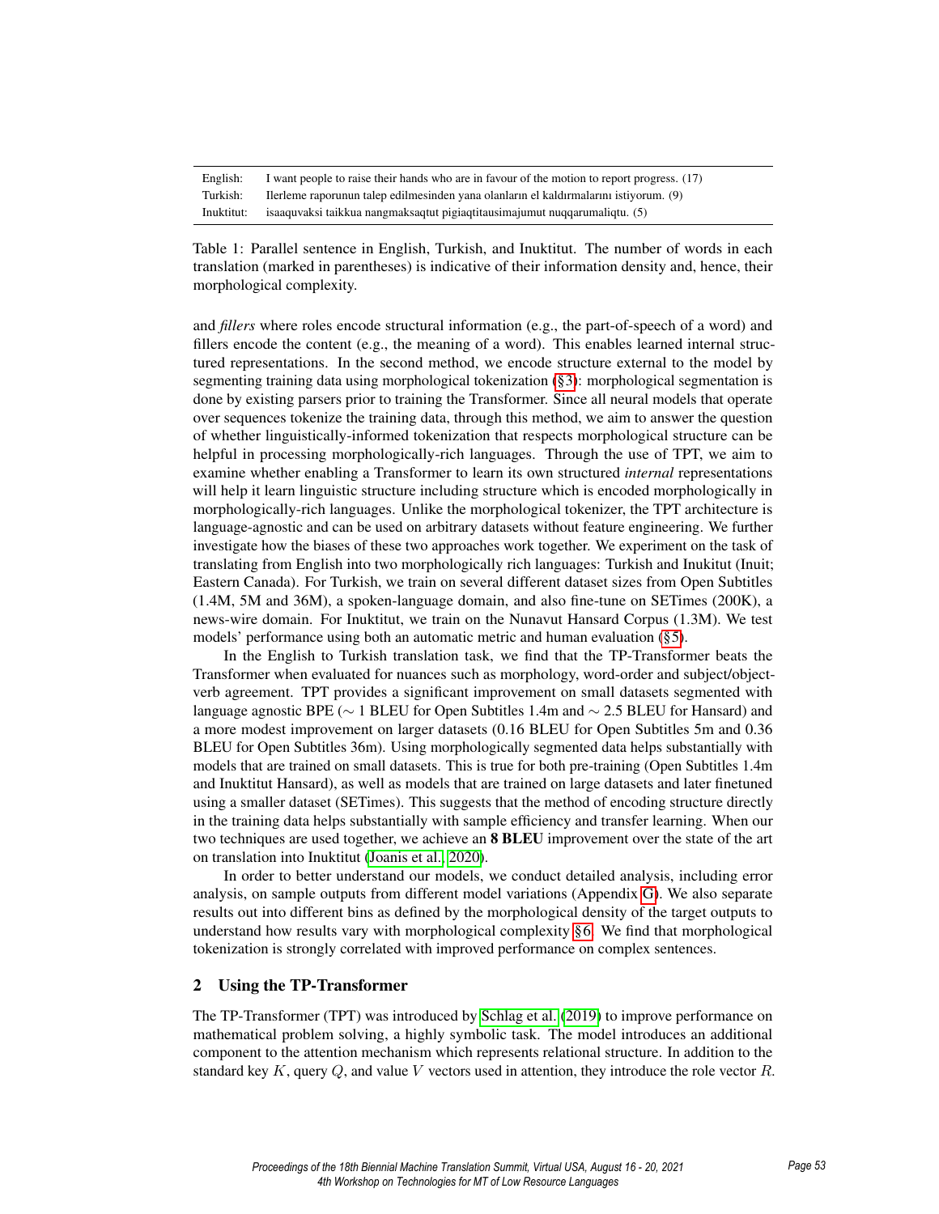| | |
|---|---|
| English: | I want people to raise their hands who are in favour of the motion to report progress. (17) |
| Turkish: | Ilerleme raporunun talep edilmesinden yana olanların el kaldırmalarını istiyorum. (9) |
| Inuktitut: | isaaquvaksi taikkua nangmaksaqtut pigiaqtitausimajumut nuqqarumaliqtu. (5) |

Table 1: Parallel sentence in English, Turkish, and Inuktitut. The number of words in each translation (marked in parentheses) is indicative of their information density and, hence, their morphological complexity.

and *fillers* where roles encode structural information (e.g., the part-of-speech of a word) and fillers encode the content (e.g., the meaning of a word). This enables learned internal structured representations. In the second method, we encode structure external to the model by segmenting training data using morphological tokenization (§3): morphological segmentation is done by existing parsers prior to training the Transformer. Since all neural models that operate over sequences tokenize the training data, through this method, we aim to answer the question of whether linguistically-informed tokenization that respects morphological structure can be helpful in processing morphologically-rich languages. Through the use of TPT, we aim to examine whether enabling a Transformer to learn its own structured *internal* representations will help it learn linguistic structure including structure which is encoded morphologically in morphologically-rich languages. Unlike the morphological tokenizer, the TPT architecture is language-agnostic and can be used on arbitrary datasets without feature engineering. We further investigate how the biases of these two approaches work together. We experiment on the task of translating from English into two morphologically rich languages: Turkish and Inukitut (Inuit; Eastern Canada). For Turkish, we train on several different dataset sizes from Open Subtitles (1.4M, 5M and 36M), a spoken-language domain, and also fine-tune on SETimes (200K), a news-wire domain. For Inuktitut, we train on the Nunavut Hansard Corpus (1.3M). We test models' performance using both an automatic metric and human evaluation (§5).

In the English to Turkish translation task, we find that the TP-Transformer beats the Transformer when evaluated for nuances such as morphology, word-order and subject/object-verb agreement. TPT provides a significant improvement on small datasets segmented with language agnostic BPE ($\sim$ 1 BLEU for Open Subtitles 1.4m and $\sim$ 2.5 BLEU for Hansard) and a more modest improvement on larger datasets (0.16 BLEU for Open Subtitles 5m and 0.36 BLEU for Open Subtitles 36m). Using morphologically segmented data helps substantially with models that are trained on small datasets. This is true for both pre-training (Open Subtitles 1.4m and Inuktitut Hansard), as well as models that are trained on large datasets and later finetuned using a smaller dataset (SETimes). This suggests that the method of encoding structure directly in the training data helps substantially with sample efficiency and transfer learning. When our two techniques are used together, we achieve an **8 BLEU** improvement over the state of the art on translation into Inuktitut (Joanis et al., 2020).

In order to better understand our models, we conduct detailed analysis, including error analysis, on sample outputs from different model variations (Appendix G). We also separate results out into different bins as defined by the morphological density of the target outputs to understand how results vary with morphological complexity §6. We find that morphological tokenization is strongly correlated with improved performance on complex sentences.

## 2 Using the TP-Transformer

The TP-Transformer (TPT) was introduced by Schlag et al. (2019) to improve performance on mathematical problem solving, a highly symbolic task. The model introduces an additional component to the attention mechanism which represents relational structure. In addition to the standard key $K$, query $Q$, and value $V$ vectors used in attention, they introduce the role vector $R$.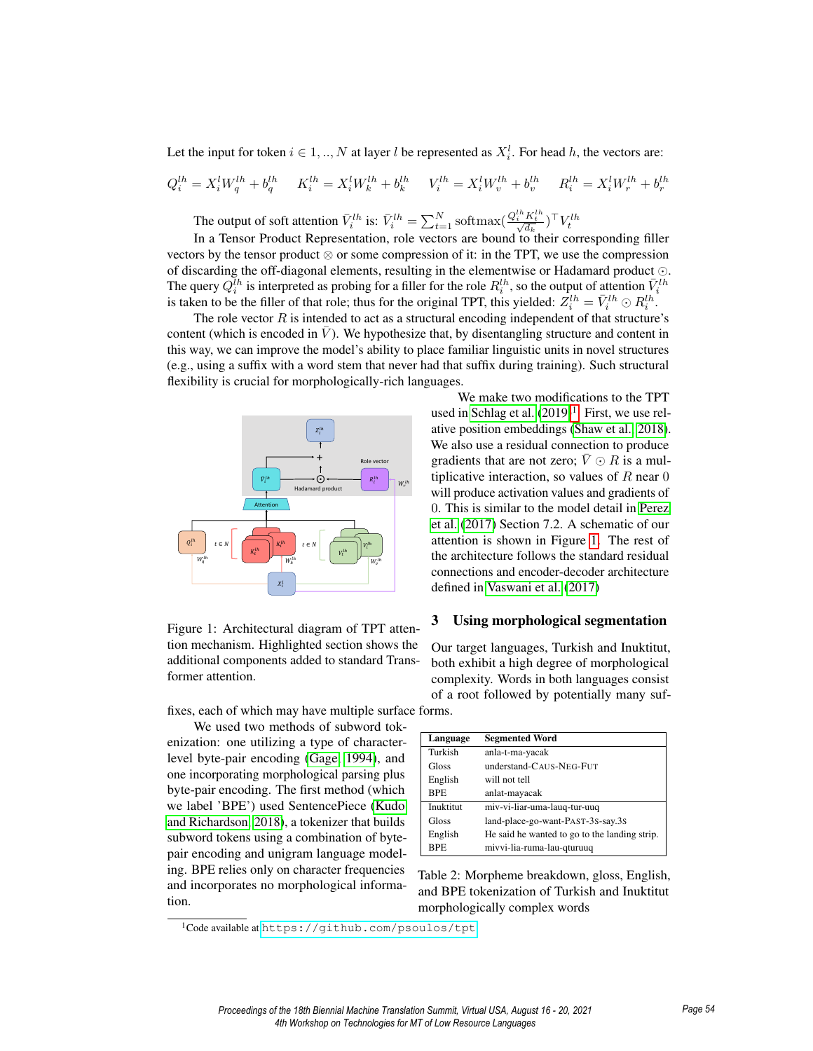Let the input for token $i \in 1, .., N$ at layer $l$ be represented as $X_i^l$. For head $h$, the vectors are:

$$Q_i^{lh} = X_i^l W_q^{lh} + b_q^{lh} \qquad K_i^{lh} = X_i^l W_k^{lh} + b_k^{lh} \qquad V_i^{lh} = X_i^l W_v^{lh} + b_v^{lh} \qquad R_i^{lh} = X_i^l W_r^{lh} + b_r^{lh}$$

The output of soft attention $\bar{V}_i^{lh}$ is: $\bar{V}_i^{lh} = \sum_{t=1}^{N} \text{softmax}(\frac{Q_i^{lh} K_t^{lh}}{\sqrt{d_k}})^\top V_t^{lh}$

In a Tensor Product Representation, role vectors are bound to their corresponding filler vectors by the tensor product $\otimes$ or some compression of it: in the TPT, we use the compression of discarding the off-diagonal elements, resulting in the elementwise or Hadamard product $\odot$. The query $Q_i^{lh}$ is interpreted as probing for a filler for the role $R_i^{lh}$, so the output of attention $\bar{V}_i^{lh}$ is taken to be the filler of that role; thus for the original TPT, this yielded: $Z_i^{lh} = \bar{V}_i^{lh} \odot R_i^{lh}$.

The role vector $R$ is intended to act as a structural encoding independent of that structure's content (which is encoded in $\bar{V}$). We hypothesize that, by disentangling structure and content in this way, we can improve the model's ability to place familiar linguistic units in novel structures (e.g., using a suffix with a word stem that never had that suffix during training). Such structural flexibility is crucial for morphologically-rich languages.

We make two modifications to the TPT used in Schlag et al. (2019)[1]. First, we use relative position embeddings (Shaw et al., 2018). We also use a residual connection to produce gradients that are not zero; $\bar{V} \odot R$ is a multiplicative interaction, so values of $R$ near 0 will produce activation values and gradients of 0. This is similar to the model detail in Perez et al. (2017) Section 7.2. A schematic of our attention is shown in Figure 1. The rest of the architecture follows the standard residual connections and encoder-decoder architecture defined in Vaswani et al. (2017)

Figure 1: Architectural diagram of TPT attention mechanism. Highlighted section shows the additional components added to standard Transformer attention.

## 3 Using morphological segmentation

Our target languages, Turkish and Inuktitut, both exhibit a high degree of morphological complexity. Words in both languages consist of a root followed by potentially many suffixes, each of which may have multiple surface forms.

We used two methods of subword tokenization: one utilizing a type of character-level byte-pair encoding (Gage, 1994), and one incorporating morphological parsing plus byte-pair encoding. The first method (which we label 'BPE') used SentencePiece (Kudo and Richardson, 2018), a tokenizer that builds subword tokens using a combination of byte-pair encoding and unigram language modeling. BPE relies only on character frequencies and incorporates no morphological information.

| Language | Segmented Word |
|---|---|
| Turkish | anla-t-ma-yacak |
| Gloss | understand-CAUS-NEG-FUT |
| English | will not tell |
| BPE | anlat-mayacak |
| Inuktitut | miv-vi-liar-uma-lauq-tur-uuq |
| Gloss | land-place-go-want-PAST-3S-say.3S |
| English | He said he wanted to go to the landing strip. |
| BPE | mivvi-lia-ruma-lau-qturuuq |

Table 2: Morpheme breakdown, gloss, English, and BPE tokenization of Turkish and Inuktitut morphologically complex words

[1]Code available at https://github.com/psoulos/tpt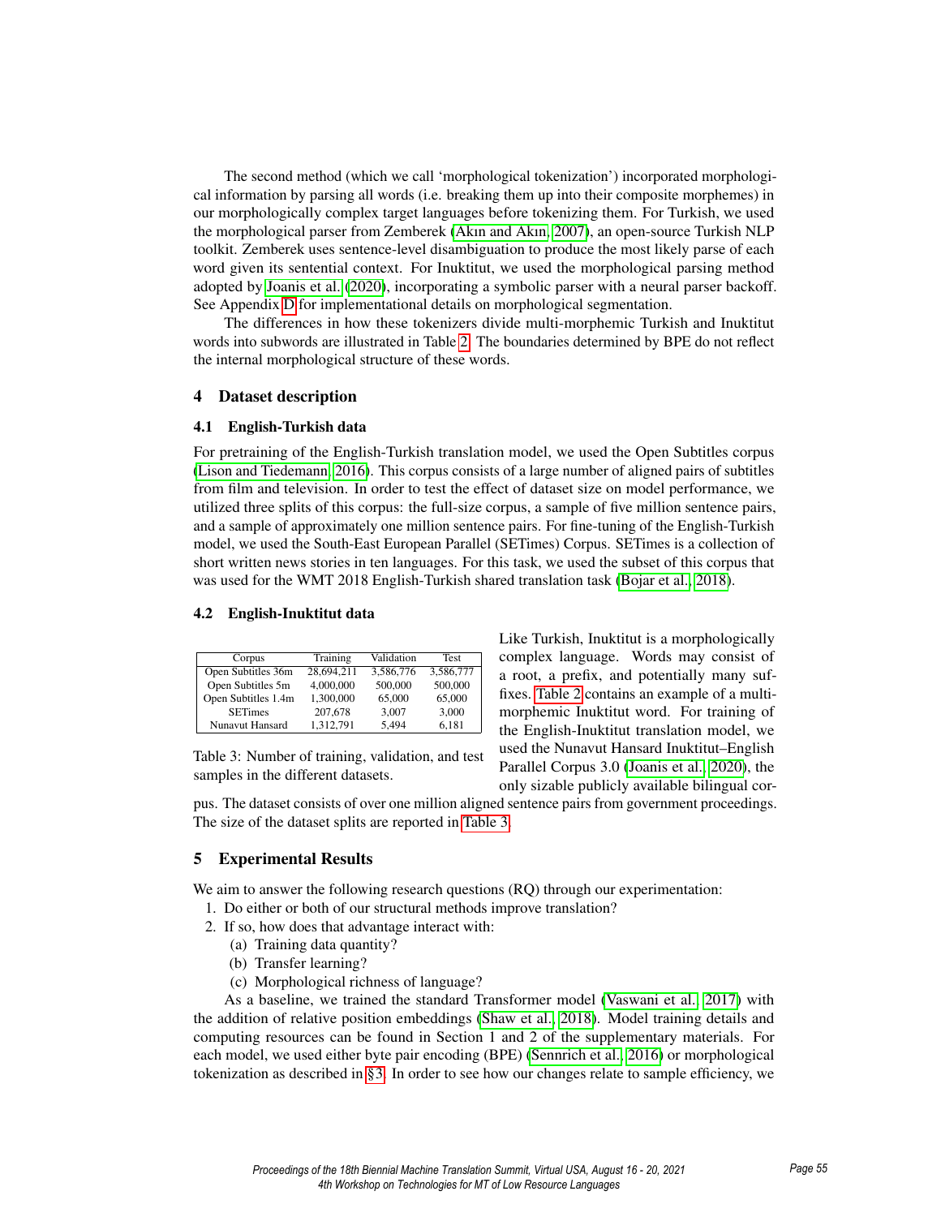The second method (which we call 'morphological tokenization') incorporated morphological information by parsing all words (i.e. breaking them up into their composite morphemes) in our morphologically complex target languages before tokenizing them. For Turkish, we used the morphological parser from Zemberek (Akın and Akın, 2007), an open-source Turkish NLP toolkit. Zemberek uses sentence-level disambiguation to produce the most likely parse of each word given its sentential context. For Inuktitut, we used the morphological parsing method adopted by Joanis et al. (2020), incorporating a symbolic parser with a neural parser backoff. See Appendix D for implementational details on morphological segmentation.

The differences in how these tokenizers divide multi-morphemic Turkish and Inuktitut words into subwords are illustrated in Table 2. The boundaries determined by BPE do not reflect the internal morphological structure of these words.

## 4 Dataset description

### 4.1 English-Turkish data

For pretraining of the English-Turkish translation model, we used the Open Subtitles corpus (Lison and Tiedemann, 2016). This corpus consists of a large number of aligned pairs of subtitles from film and television. In order to test the effect of dataset size on model performance, we utilized three splits of this corpus: the full-size corpus, a sample of five million sentence pairs, and a sample of approximately one million sentence pairs. For fine-tuning of the English-Turkish model, we used the South-East European Parallel (SETimes) Corpus. SETimes is a collection of short written news stories in ten languages. For this task, we used the subset of this corpus that was used for the WMT 2018 English-Turkish shared translation task (Bojar et al., 2018).

### 4.2 English-Inuktitut data

| Corpus | Training | Validation | Test |
|---|---|---|---|
| Open Subtitles 36m | 28,694,211 | 3,586,776 | 3,586,777 |
| Open Subtitles 5m | 4,000,000 | 500,000 | 500,000 |
| Open Subtitles 1.4m | 1,300,000 | 65,000 | 65,000 |
| SETimes | 207,678 | 3,007 | 3,000 |
| Nunavut Hansard | 1,312,791 | 5,494 | 6,181 |

Table 3: Number of training, validation, and test samples in the different datasets.

Like Turkish, Inuktitut is a morphologically complex language. Words may consist of a root, a prefix, and potentially many suffixes. Table 2 contains an example of a multi-morphemic Inuktitut word. For training of the English-Inuktitut translation model, we used the Nunavut Hansard Inuktitut–English Parallel Corpus 3.0 (Joanis et al., 2020), the only sizable publicly available bilingual corpus. The dataset consists of over one million aligned sentence pairs from government proceedings. The size of the dataset splits are reported in Table 3.

## 5 Experimental Results

We aim to answer the following research questions (RQ) through our experimentation:

1. Do either or both of our structural methods improve translation?
2. If so, how does that advantage interact with:
   (a) Training data quantity?
   (b) Transfer learning?
   (c) Morphological richness of language?

As a baseline, we trained the standard Transformer model (Vaswani et al., 2017) with the addition of relative position embeddings (Shaw et al., 2018). Model training details and computing resources can be found in Section 1 and 2 of the supplementary materials. For each model, we used either byte pair encoding (BPE) (Sennrich et al., 2016) or morphological tokenization as described in §3. In order to see how our changes relate to sample efficiency, we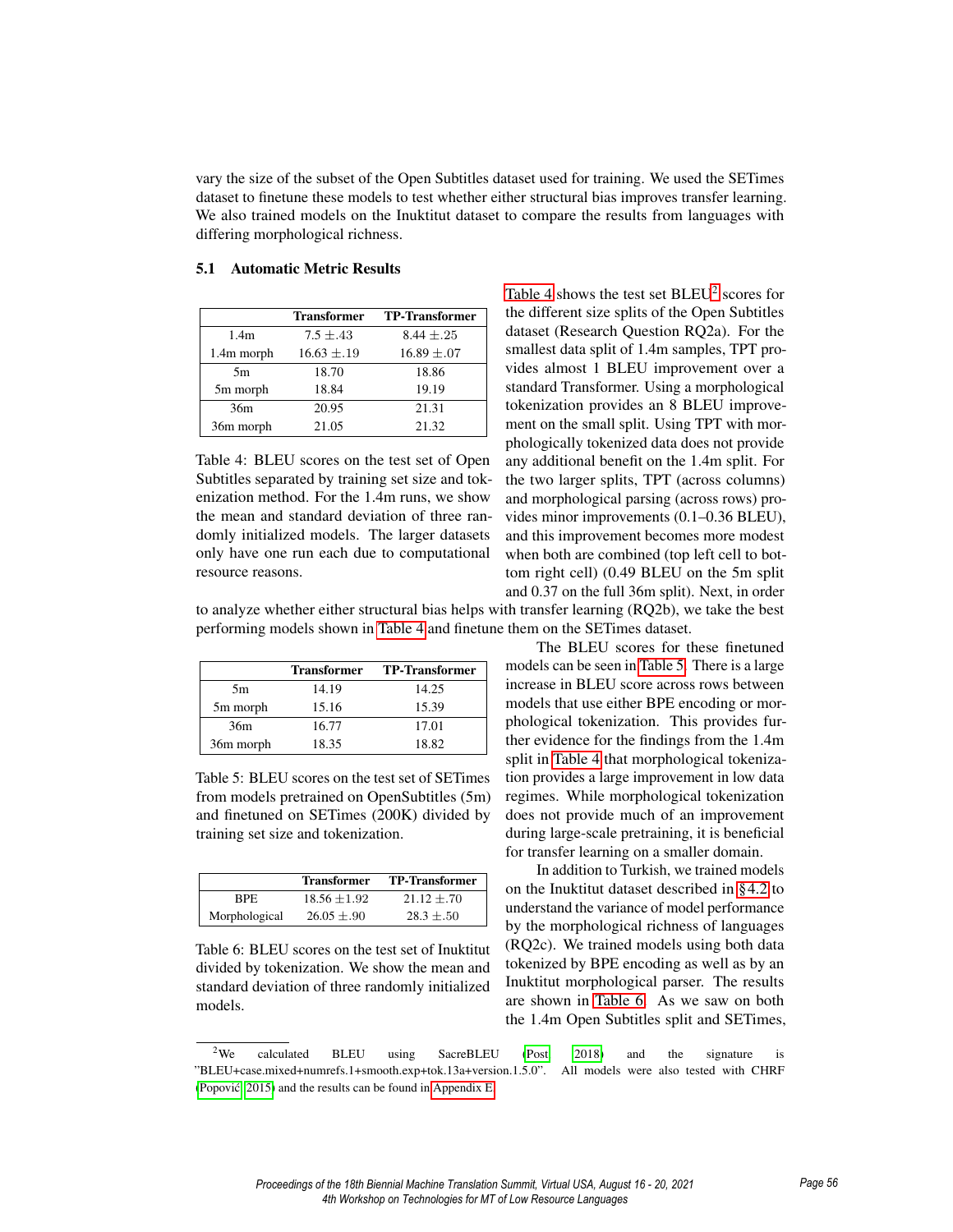vary the size of the subset of the Open Subtitles dataset used for training. We used the SETimes dataset to finetune these models to test whether either structural bias improves transfer learning. We also trained models on the Inuktitut dataset to compare the results from languages with differing morphological richness.

### 5.1 Automatic Metric Results

| | Transformer | TP-Transformer |
|---|---|---|
| 1.4m | 7.5 ±.43 | 8.44 ±.25 |
| 1.4m morph | 16.63 ±.19 | 16.89 ±.07 |
| 5m | 18.70 | 18.86 |
| 5m morph | 18.84 | 19.19 |
| 36m | 20.95 | 21.31 |
| 36m morph | 21.05 | 21.32 |

Table 4: BLEU scores on the test set of Open Subtitles separated by training set size and tokenization method. For the 1.4m runs, we show the mean and standard deviation of three randomly initialized models. The larger datasets only have one run each due to computational resource reasons.

Table 4 shows the test set BLEU[2] scores for the different size splits of the Open Subtitles dataset (Research Question RQ2a). For the smallest data split of 1.4m samples, TPT provides almost 1 BLEU improvement over a standard Transformer. Using a morphological tokenization provides an 8 BLEU improvement on the small split. Using TPT with morphologically tokenized data does not provide any additional benefit on the 1.4m split. For the two larger splits, TPT (across columns) and morphological parsing (across rows) provides minor improvements (0.1–0.36 BLEU), and this improvement becomes more modest when both are combined (top left cell to bottom right cell) (0.49 BLEU on the 5m split and 0.37 on the full 36m split). Next, in order to analyze whether either structural bias helps with transfer learning (RQ2b), we take the best performing models shown in Table 4 and finetune them on the SETimes dataset.

| | Transformer | TP-Transformer |
|---|---|---|
| 5m | 14.19 | 14.25 |
| 5m morph | 15.16 | 15.39 |
| 36m | 16.77 | 17.01 |
| 36m morph | 18.35 | 18.82 |

Table 5: BLEU scores on the test set of SETimes from models pretrained on OpenSubtitles (5m) and finetuned on SETimes (200K) divided by training set size and tokenization.

The BLEU scores for these finetuned models can be seen in Table 5. There is a large increase in BLEU score across rows between models that use either BPE encoding or morphological tokenization. This provides further evidence for the findings from the 1.4m split in Table 4 that morphological tokenization provides a large improvement in low data regimes. While morphological tokenization does not provide much of an improvement during large-scale pretraining, it is beneficial for transfer learning on a smaller domain.

| | Transformer | TP-Transformer |
|---|---|---|
| BPE | 18.56 ±1.92 | 21.12 ±.70 |
| Morphological | 26.05 ±.90 | 28.3 ±.50 |

Table 6: BLEU scores on the test set of Inuktitut divided by tokenization. We show the mean and standard deviation of three randomly initialized models.

In addition to Turkish, we trained models on the Inuktitut dataset described in §4.2 to understand the variance of model performance by the morphological richness of languages (RQ2c). We trained models using both data tokenized by BPE encoding as well as by an Inuktitut morphological parser. The results are shown in Table 6. As we saw on both the 1.4m Open Subtitles split and SETimes,

[2] We calculated BLEU using SacreBLEU (Post, 2018) and the signature is "BLEU+case.mixed+numrefs.1+smooth.exp+tok.13a+version.1.5.0". All models were also tested with CHRF (Popović, 2015) and the results can be found in Appendix E.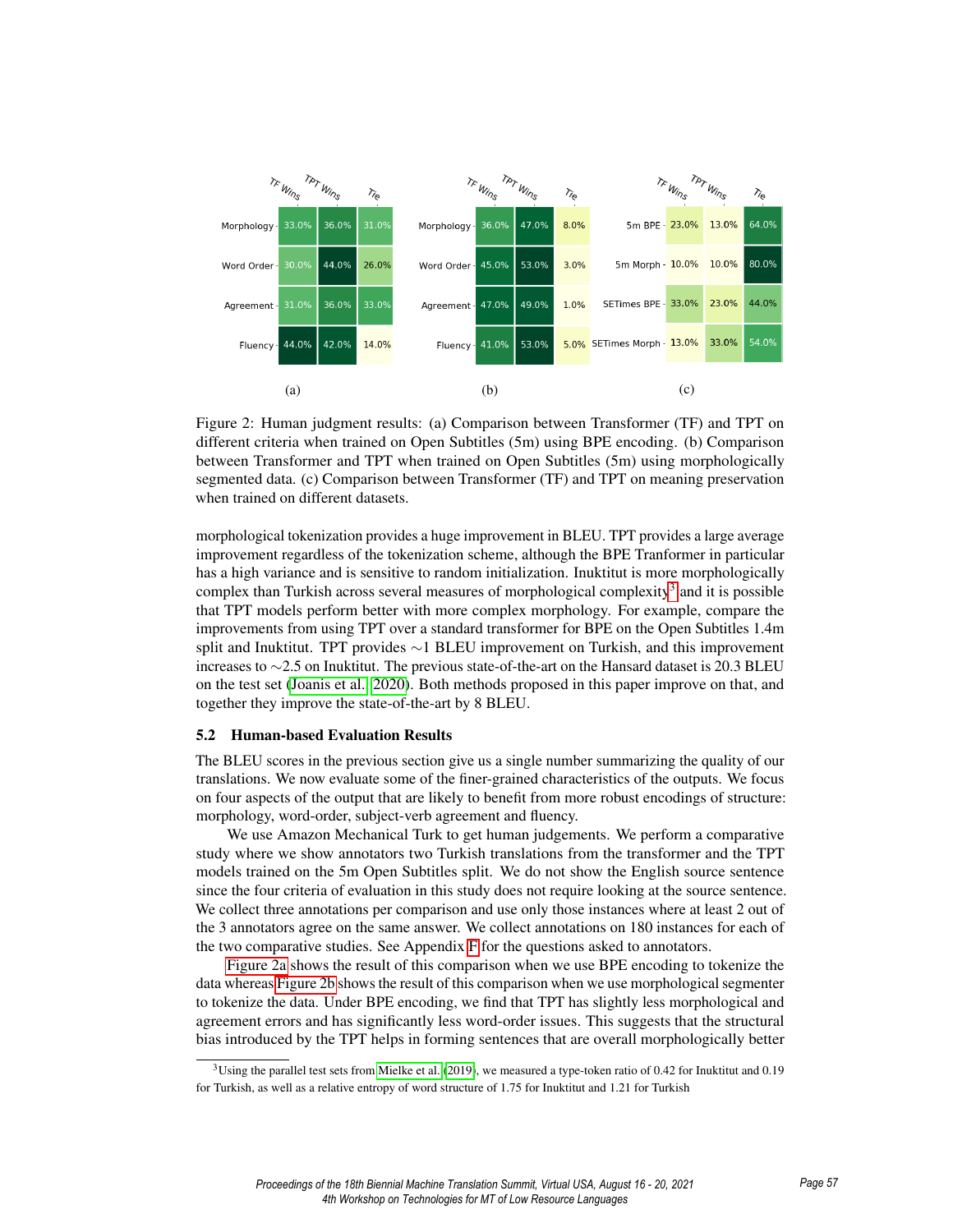(a)

| | TF Wins | TPT Wins | Tie |
|---|---|---|---|
| Morphology | 33.0% | 36.0% | 31.0% |
| Word Order | 30.0% | 44.0% | 26.0% |
| Agreement | 31.0% | 36.0% | 33.0% |
| Fluency | 44.0% | 42.0% | 14.0% |

(b)

| | TF Wins | TPT Wins | Tie |
|---|---|---|---|
| Morphology | 36.0% | 47.0% | 8.0% |
| Word Order | 45.0% | 53.0% | 3.0% |
| Agreement | 47.0% | 49.0% | 1.0% |
| Fluency | 41.0% | 53.0% | 5.0% |

(c)

| | TF Wins | TPT Wins | Tie |
|---|---|---|---|
| 5m BPE | 23.0% | 13.0% | 64.0% |
| 5m Morph | 10.0% | 10.0% | 80.0% |
| SETimes BPE | 33.0% | 23.0% | 44.0% |
| SETimes Morph | 13.0% | 33.0% | 54.0% |

Figure 2: Human judgment results: (a) Comparison between Transformer (TF) and TPT on different criteria when trained on Open Subtitles (5m) using BPE encoding. (b) Comparison between Transformer and TPT when trained on Open Subtitles (5m) using morphologically segmented data. (c) Comparison between Transformer (TF) and TPT on meaning preservation when trained on different datasets.

morphological tokenization provides a huge improvement in BLEU. TPT provides a large average improvement regardless of the tokenization scheme, although the BPE Tranformer in particular has a high variance and is sensitive to random initialization. Inuktitut is more morphologically complex than Turkish across several measures of morphological complexity[3] and it is possible that TPT models perform better with more complex morphology. For example, compare the improvements from using TPT over a standard transformer for BPE on the Open Subtitles 1.4m split and Inuktitut. TPT provides ∼1 BLEU improvement on Turkish, and this improvement increases to ∼2.5 on Inuktitut. The previous state-of-the-art on the Hansard dataset is 20.3 BLEU on the test set (Joanis et al., 2020). Both methods proposed in this paper improve on that, and together they improve the state-of-the-art by 8 BLEU.

### 5.2 Human-based Evaluation Results

The BLEU scores in the previous section give us a single number summarizing the quality of our translations. We now evaluate some of the finer-grained characteristics of the outputs. We focus on four aspects of the output that are likely to benefit from more robust encodings of structure: morphology, word-order, subject-verb agreement and fluency.

We use Amazon Mechanical Turk to get human judgements. We perform a comparative study where we show annotators two Turkish translations from the transformer and the TPT models trained on the 5m Open Subtitles split. We do not show the English source sentence since the four criteria of evaluation in this study does not require looking at the source sentence. We collect three annotations per comparison and use only those instances where at least 2 out of the 3 annotators agree on the same answer. We collect annotations on 180 instances for each of the two comparative studies. See Appendix F for the questions asked to annotators.

Figure 2a shows the result of this comparison when we use BPE encoding to tokenize the data whereas Figure 2b shows the result of this comparison when we use morphological segmenter to tokenize the data. Under BPE encoding, we find that TPT has slightly less morphological and agreement errors and has significantly less word-order issues. This suggests that the structural bias introduced by the TPT helps in forming sentences that are overall morphologically better

[3] Using the parallel test sets from Mielke et al. (2019), we measured a type-token ratio of 0.42 for Inuktitut and 0.19 for Turkish, as well as a relative entropy of word structure of 1.75 for Inuktitut and 1.21 for Turkish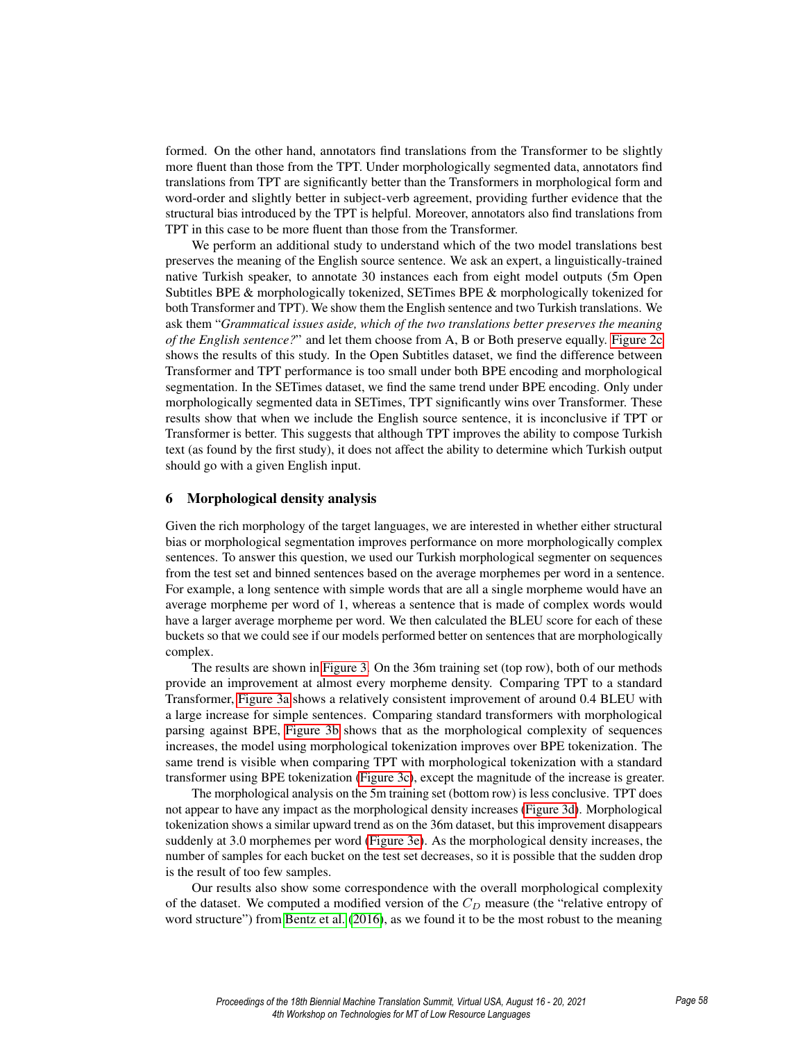formed. On the other hand, annotators find translations from the Transformer to be slightly more fluent than those from the TPT. Under morphologically segmented data, annotators find translations from TPT are significantly better than the Transformers in morphological form and word-order and slightly better in subject-verb agreement, providing further evidence that the structural bias introduced by the TPT is helpful. Moreover, annotators also find translations from TPT in this case to be more fluent than those from the Transformer.

We perform an additional study to understand which of the two model translations best preserves the meaning of the English source sentence. We ask an expert, a linguistically-trained native Turkish speaker, to annotate 30 instances each from eight model outputs (5m Open Subtitles BPE & morphologically tokenized, SETimes BPE & morphologically tokenized for both Transformer and TPT). We show them the English sentence and two Turkish translations. We ask them "*Grammatical issues aside, which of the two translations better preserves the meaning of the English sentence?*" and let them choose from A, B or Both preserve equally. Figure 2c shows the results of this study. In the Open Subtitles dataset, we find the difference between Transformer and TPT performance is too small under both BPE encoding and morphological segmentation. In the SETimes dataset, we find the same trend under BPE encoding. Only under morphologically segmented data in SETimes, TPT significantly wins over Transformer. These results show that when we include the English source sentence, it is inconclusive if TPT or Transformer is better. This suggests that although TPT improves the ability to compose Turkish text (as found by the first study), it does not affect the ability to determine which Turkish output should go with a given English input.

## 6 Morphological density analysis

Given the rich morphology of the target languages, we are interested in whether either structural bias or morphological segmentation improves performance on more morphologically complex sentences. To answer this question, we used our Turkish morphological segmenter on sequences from the test set and binned sentences based on the average morphemes per word in a sentence. For example, a long sentence with simple words that are all a single morpheme would have an average morpheme per word of 1, whereas a sentence that is made of complex words would have a larger average morpheme per word. We then calculated the BLEU score for each of these buckets so that we could see if our models performed better on sentences that are morphologically complex.

The results are shown in Figure 3. On the 36m training set (top row), both of our methods provide an improvement at almost every morpheme density. Comparing TPT to a standard Transformer, Figure 3a shows a relatively consistent improvement of around 0.4 BLEU with a large increase for simple sentences. Comparing standard transformers with morphological parsing against BPE, Figure 3b shows that as the morphological complexity of sequences increases, the model using morphological tokenization improves over BPE tokenization. The same trend is visible when comparing TPT with morphological tokenization with a standard transformer using BPE tokenization (Figure 3c), except the magnitude of the increase is greater.

The morphological analysis on the 5m training set (bottom row) is less conclusive. TPT does not appear to have any impact as the morphological density increases (Figure 3d). Morphological tokenization shows a similar upward trend as on the 36m dataset, but this improvement disappears suddenly at 3.0 morphemes per word (Figure 3e). As the morphological density increases, the number of samples for each bucket on the test set decreases, so it is possible that the sudden drop is the result of too few samples.

Our results also show some correspondence with the overall morphological complexity of the dataset. We computed a modified version of the $C_D$ measure (the "relative entropy of word structure") from Bentz et al. (2016), as we found it to be the most robust to the meaning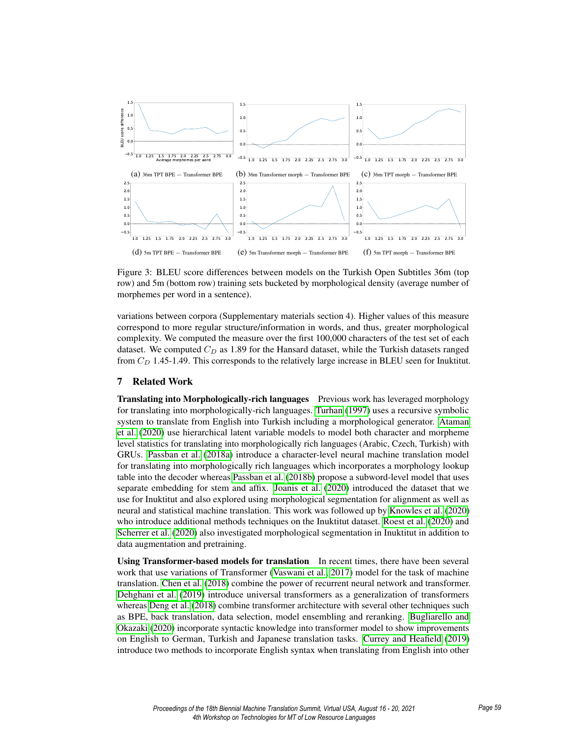(a) 36m TPT BPE − Transformer BPE (b) 36m Transformer morph − Transformer BPE (c) 36m TPT morph − Transformer BPE

(d) 5m TPT BPE − Transformer BPE (e) 5m Transformer morph − Transformer BPE (f) 5m TPT morph − Transformer BPE

Figure 3: BLEU score differences between models on the Turkish Open Subtitles 36m (top row) and 5m (bottom row) training sets bucketed by morphological density (average number of morphemes per word in a sentence).

variations between corpora (Supplementary materials section 4). Higher values of this measure correspond to more regular structure/information in words, and thus, greater morphological complexity. We computed the measure over the first 100,000 characters of the test set of each dataset. We computed $C_D$ as 1.89 for the Hansard dataset, while the Turkish datasets ranged from $C_D$ 1.45-1.49. This corresponds to the relatively large increase in BLEU seen for Inuktitut.

## 7 Related Work

**Translating into Morphologically-rich languages** Previous work has leveraged morphology for translating into morphologically-rich languages. Turhan (1997) uses a recursive symbolic system to translate from English into Turkish including a morphological generator. Ataman et al. (2020) use hierarchical latent variable models to model both character and morpheme level statistics for translating into morphologically rich languages (Arabic, Czech, Turkish) with GRUs. Passban et al. (2018a) introduce a character-level neural machine translation model for translating into morphologically rich languages which incorporates a morphology lookup table into the decoder whereas Passban et al. (2018b) propose a subword-level model that uses separate embedding for stem and affix. Joanis et al. (2020) introduced the dataset that we use for Inuktitut and also explored using morphological segmentation for alignment as well as neural and statistical machine translation. This work was followed up by Knowles et al. (2020) who introduce additional methods techniques on the Inuktitut dataset. Roest et al. (2020) and Scherrer et al. (2020) also investigated morphological segmentation in Inuktitut in addition to data augmentation and pretraining.

**Using Transformer-based models for translation** In recent times, there have been several work that use variations of Transformer (Vaswani et al., 2017) model for the task of machine translation. Chen et al. (2018) combine the power of recurrent neural network and transformer. Dehghani et al. (2019) introduce universal transformers as a generalization of transformers whereas Deng et al. (2018) combine transformer architecture with several other techniques such as BPE, back translation, data selection, model ensembling and reranking. Bugliarello and Okazaki (2020) incorporate syntactic knowledge into transformer model to show improvements on English to German, Turkish and Japanese translation tasks. Currey and Heafield (2019) introduce two methods to incorporate English syntax when translating from English into other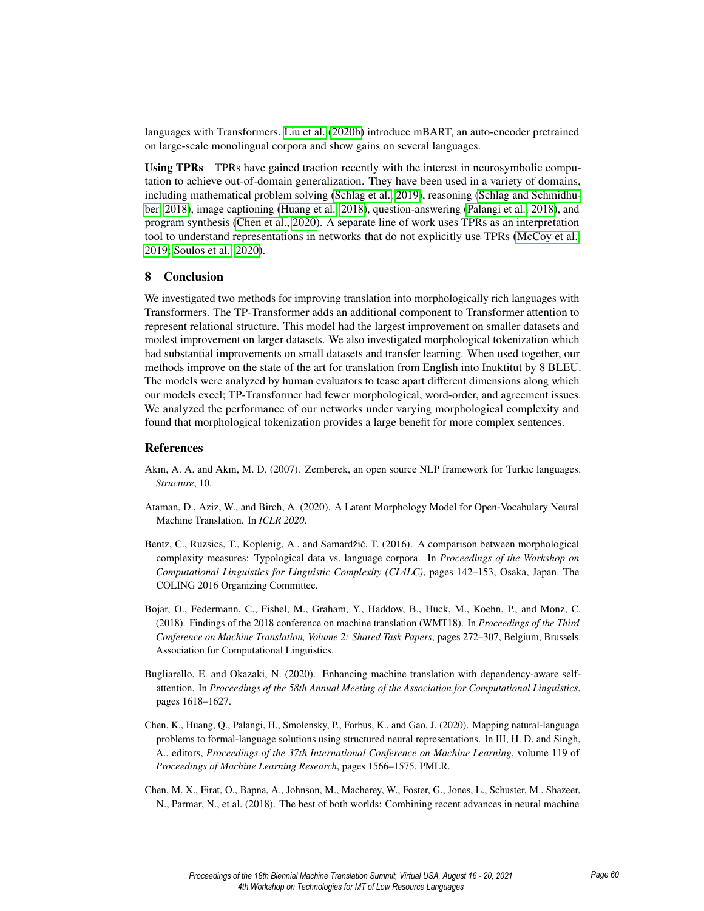languages with Transformers. Liu et al. (2020b) introduce mBART, an auto-encoder pretrained on large-scale monolingual corpora and show gains on several languages.

**Using TPRs** TPRs have gained traction recently with the interest in neurosymbolic computation to achieve out-of-domain generalization. They have been used in a variety of domains, including mathematical problem solving (Schlag et al., 2019), reasoning (Schlag and Schmidhuber, 2018), image captioning (Huang et al., 2018), question-answering (Palangi et al., 2018), and program synthesis (Chen et al., 2020). A separate line of work uses TPRs as an interpretation tool to understand representations in networks that do not explicitly use TPRs (McCoy et al., 2019; Soulos et al., 2020).

## 8 Conclusion

We investigated two methods for improving translation into morphologically rich languages with Transformers. The TP-Transformer adds an additional component to Transformer attention to represent relational structure. This model had the largest improvement on smaller datasets and modest improvement on larger datasets. We also investigated morphological tokenization which had substantial improvements on small datasets and transfer learning. When used together, our methods improve on the state of the art for translation from English into Inuktitut by 8 BLEU. The models were analyzed by human evaluators to tease apart different dimensions along which our models excel; TP-Transformer had fewer morphological, word-order, and agreement issues. We analyzed the performance of our networks under varying morphological complexity and found that morphological tokenization provides a large benefit for more complex sentences.

## References

Akın, A. A. and Akın, M. D. (2007). Zemberek, an open source NLP framework for Turkic languages. *Structure*, 10.

Ataman, D., Aziz, W., and Birch, A. (2020). A Latent Morphology Model for Open-Vocabulary Neural Machine Translation. In *ICLR 2020*.

Bentz, C., Ruzsics, T., Koplenig, A., and Samardžić, T. (2016). A comparison between morphological complexity measures: Typological data vs. language corpora. In *Proceedings of the Workshop on Computational Linguistics for Linguistic Complexity (CL4LC)*, pages 142–153, Osaka, Japan. The COLING 2016 Organizing Committee.

Bojar, O., Federmann, C., Fishel, M., Graham, Y., Haddow, B., Huck, M., Koehn, P., and Monz, C. (2018). Findings of the 2018 conference on machine translation (WMT18). In *Proceedings of the Third Conference on Machine Translation, Volume 2: Shared Task Papers*, pages 272–307, Belgium, Brussels. Association for Computational Linguistics.

Bugliarello, E. and Okazaki, N. (2020). Enhancing machine translation with dependency-aware self-attention. In *Proceedings of the 58th Annual Meeting of the Association for Computational Linguistics*, pages 1618–1627.

Chen, K., Huang, Q., Palangi, H., Smolensky, P., Forbus, K., and Gao, J. (2020). Mapping natural-language problems to formal-language solutions using structured neural representations. In III, H. D. and Singh, A., editors, *Proceedings of the 37th International Conference on Machine Learning*, volume 119 of *Proceedings of Machine Learning Research*, pages 1566–1575. PMLR.

Chen, M. X., Firat, O., Bapna, A., Johnson, M., Macherey, W., Foster, G., Jones, L., Schuster, M., Shazeer, N., Parmar, N., et al. (2018). The best of both worlds: Combining recent advances in neural machine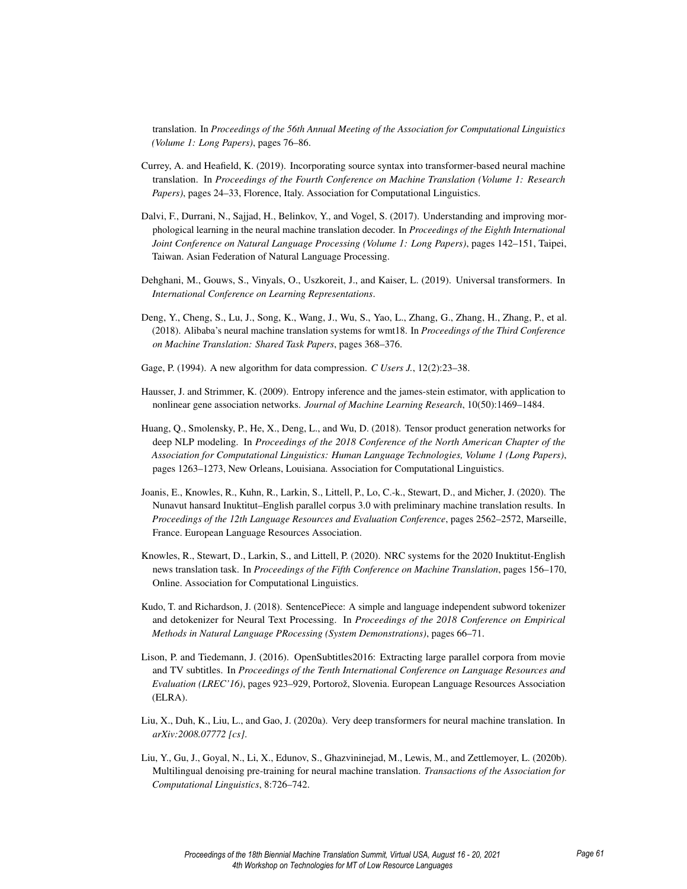translation. In *Proceedings of the 56th Annual Meeting of the Association for Computational Linguistics (Volume 1: Long Papers)*, pages 76–86.

Currey, A. and Heafield, K. (2019). Incorporating source syntax into transformer-based neural machine translation. In *Proceedings of the Fourth Conference on Machine Translation (Volume 1: Research Papers)*, pages 24–33, Florence, Italy. Association for Computational Linguistics.

Dalvi, F., Durrani, N., Sajjad, H., Belinkov, Y., and Vogel, S. (2017). Understanding and improving morphological learning in the neural machine translation decoder. In *Proceedings of the Eighth International Joint Conference on Natural Language Processing (Volume 1: Long Papers)*, pages 142–151, Taipei, Taiwan. Asian Federation of Natural Language Processing.

Dehghani, M., Gouws, S., Vinyals, O., Uszkoreit, J., and Kaiser, L. (2019). Universal transformers. In *International Conference on Learning Representations*.

Deng, Y., Cheng, S., Lu, J., Song, K., Wang, J., Wu, S., Yao, L., Zhang, G., Zhang, H., Zhang, P., et al. (2018). Alibaba's neural machine translation systems for wmt18. In *Proceedings of the Third Conference on Machine Translation: Shared Task Papers*, pages 368–376.

Gage, P. (1994). A new algorithm for data compression. *C Users J.*, 12(2):23–38.

Hausser, J. and Strimmer, K. (2009). Entropy inference and the james-stein estimator, with application to nonlinear gene association networks. *Journal of Machine Learning Research*, 10(50):1469–1484.

Huang, Q., Smolensky, P., He, X., Deng, L., and Wu, D. (2018). Tensor product generation networks for deep NLP modeling. In *Proceedings of the 2018 Conference of the North American Chapter of the Association for Computational Linguistics: Human Language Technologies, Volume 1 (Long Papers)*, pages 1263–1273, New Orleans, Louisiana. Association for Computational Linguistics.

Joanis, E., Knowles, R., Kuhn, R., Larkin, S., Littell, P., Lo, C.-k., Stewart, D., and Micher, J. (2020). The Nunavut hansard Inuktitut–English parallel corpus 3.0 with preliminary machine translation results. In *Proceedings of the 12th Language Resources and Evaluation Conference*, pages 2562–2572, Marseille, France. European Language Resources Association.

Knowles, R., Stewart, D., Larkin, S., and Littell, P. (2020). NRC systems for the 2020 Inuktitut-English news translation task. In *Proceedings of the Fifth Conference on Machine Translation*, pages 156–170, Online. Association for Computational Linguistics.

Kudo, T. and Richardson, J. (2018). SentencePiece: A simple and language independent subword tokenizer and detokenizer for Neural Text Processing. In *Proceedings of the 2018 Conference on Empirical Methods in Natural Language PRocessing (System Demonstrations)*, pages 66–71.

Lison, P. and Tiedemann, J. (2016). OpenSubtitles2016: Extracting large parallel corpora from movie and TV subtitles. In *Proceedings of the Tenth International Conference on Language Resources and Evaluation (LREC'16)*, pages 923–929, Portorož, Slovenia. European Language Resources Association (ELRA).

Liu, X., Duh, K., Liu, L., and Gao, J. (2020a). Very deep transformers for neural machine translation. In *arXiv:2008.07772 [cs]*.

Liu, Y., Gu, J., Goyal, N., Li, X., Edunov, S., Ghazvininejad, M., Lewis, M., and Zettlemoyer, L. (2020b). Multilingual denoising pre-training for neural machine translation. *Transactions of the Association for Computational Linguistics*, 8:726–742.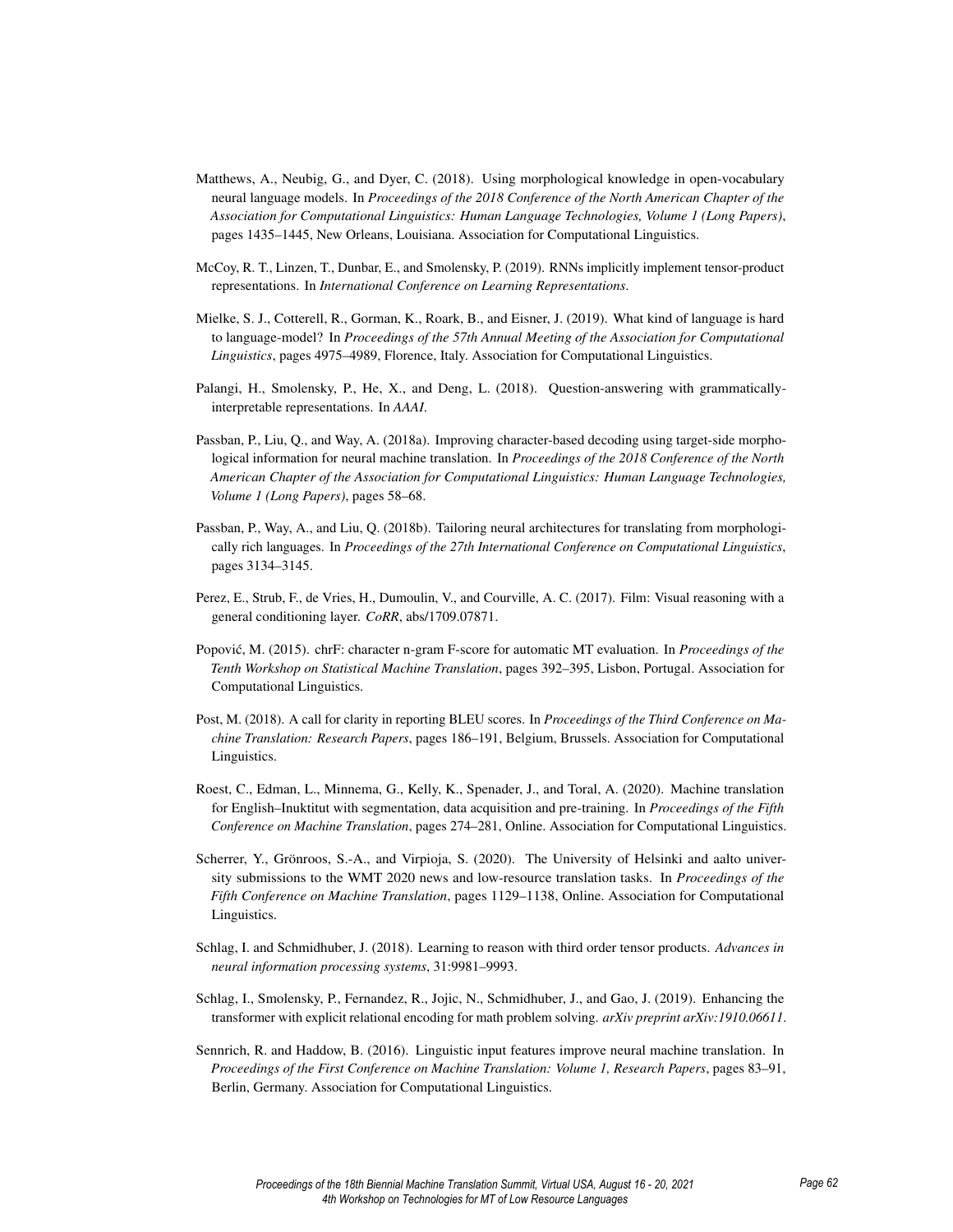Matthews, A., Neubig, G., and Dyer, C. (2018). Using morphological knowledge in open-vocabulary neural language models. In *Proceedings of the 2018 Conference of the North American Chapter of the Association for Computational Linguistics: Human Language Technologies, Volume 1 (Long Papers)*, pages 1435–1445, New Orleans, Louisiana. Association for Computational Linguistics.

McCoy, R. T., Linzen, T., Dunbar, E., and Smolensky, P. (2019). RNNs implicitly implement tensor-product representations. In *International Conference on Learning Representations*.

Mielke, S. J., Cotterell, R., Gorman, K., Roark, B., and Eisner, J. (2019). What kind of language is hard to language-model? In *Proceedings of the 57th Annual Meeting of the Association for Computational Linguistics*, pages 4975–4989, Florence, Italy. Association for Computational Linguistics.

Palangi, H., Smolensky, P., He, X., and Deng, L. (2018). Question-answering with grammatically-interpretable representations. In *AAAI*.

Passban, P., Liu, Q., and Way, A. (2018a). Improving character-based decoding using target-side morphological information for neural machine translation. In *Proceedings of the 2018 Conference of the North American Chapter of the Association for Computational Linguistics: Human Language Technologies, Volume 1 (Long Papers)*, pages 58–68.

Passban, P., Way, A., and Liu, Q. (2018b). Tailoring neural architectures for translating from morphologically rich languages. In *Proceedings of the 27th International Conference on Computational Linguistics*, pages 3134–3145.

Perez, E., Strub, F., de Vries, H., Dumoulin, V., and Courville, A. C. (2017). Film: Visual reasoning with a general conditioning layer. *CoRR*, abs/1709.07871.

Popović, M. (2015). chrF: character n-gram F-score for automatic MT evaluation. In *Proceedings of the Tenth Workshop on Statistical Machine Translation*, pages 392–395, Lisbon, Portugal. Association for Computational Linguistics.

Post, M. (2018). A call for clarity in reporting BLEU scores. In *Proceedings of the Third Conference on Machine Translation: Research Papers*, pages 186–191, Belgium, Brussels. Association for Computational Linguistics.

Roest, C., Edman, L., Minnema, G., Kelly, K., Spenader, J., and Toral, A. (2020). Machine translation for English–Inuktitut with segmentation, data acquisition and pre-training. In *Proceedings of the Fifth Conference on Machine Translation*, pages 274–281, Online. Association for Computational Linguistics.

Scherrer, Y., Grönroos, S.-A., and Virpioja, S. (2020). The University of Helsinki and aalto university submissions to the WMT 2020 news and low-resource translation tasks. In *Proceedings of the Fifth Conference on Machine Translation*, pages 1129–1138, Online. Association for Computational Linguistics.

Schlag, I. and Schmidhuber, J. (2018). Learning to reason with third order tensor products. *Advances in neural information processing systems*, 31:9981–9993.

Schlag, I., Smolensky, P., Fernandez, R., Jojic, N., Schmidhuber, J., and Gao, J. (2019). Enhancing the transformer with explicit relational encoding for math problem solving. *arXiv preprint arXiv:1910.06611*.

Sennrich, R. and Haddow, B. (2016). Linguistic input features improve neural machine translation. In *Proceedings of the First Conference on Machine Translation: Volume 1, Research Papers*, pages 83–91, Berlin, Germany. Association for Computational Linguistics.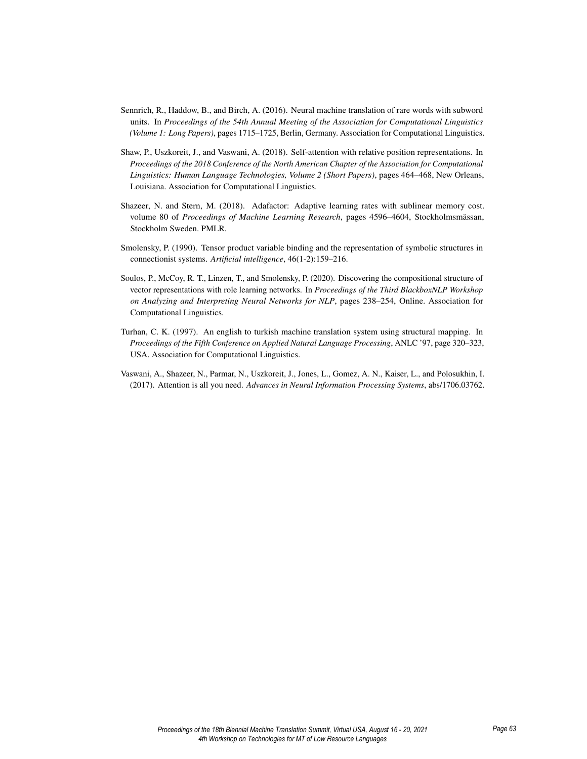Sennrich, R., Haddow, B., and Birch, A. (2016). Neural machine translation of rare words with subword units. In *Proceedings of the 54th Annual Meeting of the Association for Computational Linguistics (Volume 1: Long Papers)*, pages 1715–1725, Berlin, Germany. Association for Computational Linguistics.

Shaw, P., Uszkoreit, J., and Vaswani, A. (2018). Self-attention with relative position representations. In *Proceedings of the 2018 Conference of the North American Chapter of the Association for Computational Linguistics: Human Language Technologies, Volume 2 (Short Papers)*, pages 464–468, New Orleans, Louisiana. Association for Computational Linguistics.

Shazeer, N. and Stern, M. (2018). Adafactor: Adaptive learning rates with sublinear memory cost. volume 80 of *Proceedings of Machine Learning Research*, pages 4596–4604, Stockholmsmässan, Stockholm Sweden. PMLR.

Smolensky, P. (1990). Tensor product variable binding and the representation of symbolic structures in connectionist systems. *Artificial intelligence*, 46(1-2):159–216.

Soulos, P., McCoy, R. T., Linzen, T., and Smolensky, P. (2020). Discovering the compositional structure of vector representations with role learning networks. In *Proceedings of the Third BlackboxNLP Workshop on Analyzing and Interpreting Neural Networks for NLP*, pages 238–254, Online. Association for Computational Linguistics.

Turhan, C. K. (1997). An english to turkish machine translation system using structural mapping. In *Proceedings of the Fifth Conference on Applied Natural Language Processing*, ANLC '97, page 320–323, USA. Association for Computational Linguistics.

Vaswani, A., Shazeer, N., Parmar, N., Uszkoreit, J., Jones, L., Gomez, A. N., Kaiser, L., and Polosukhin, I. (2017). Attention is all you need. *Advances in Neural Information Processing Systems*, abs/1706.03762.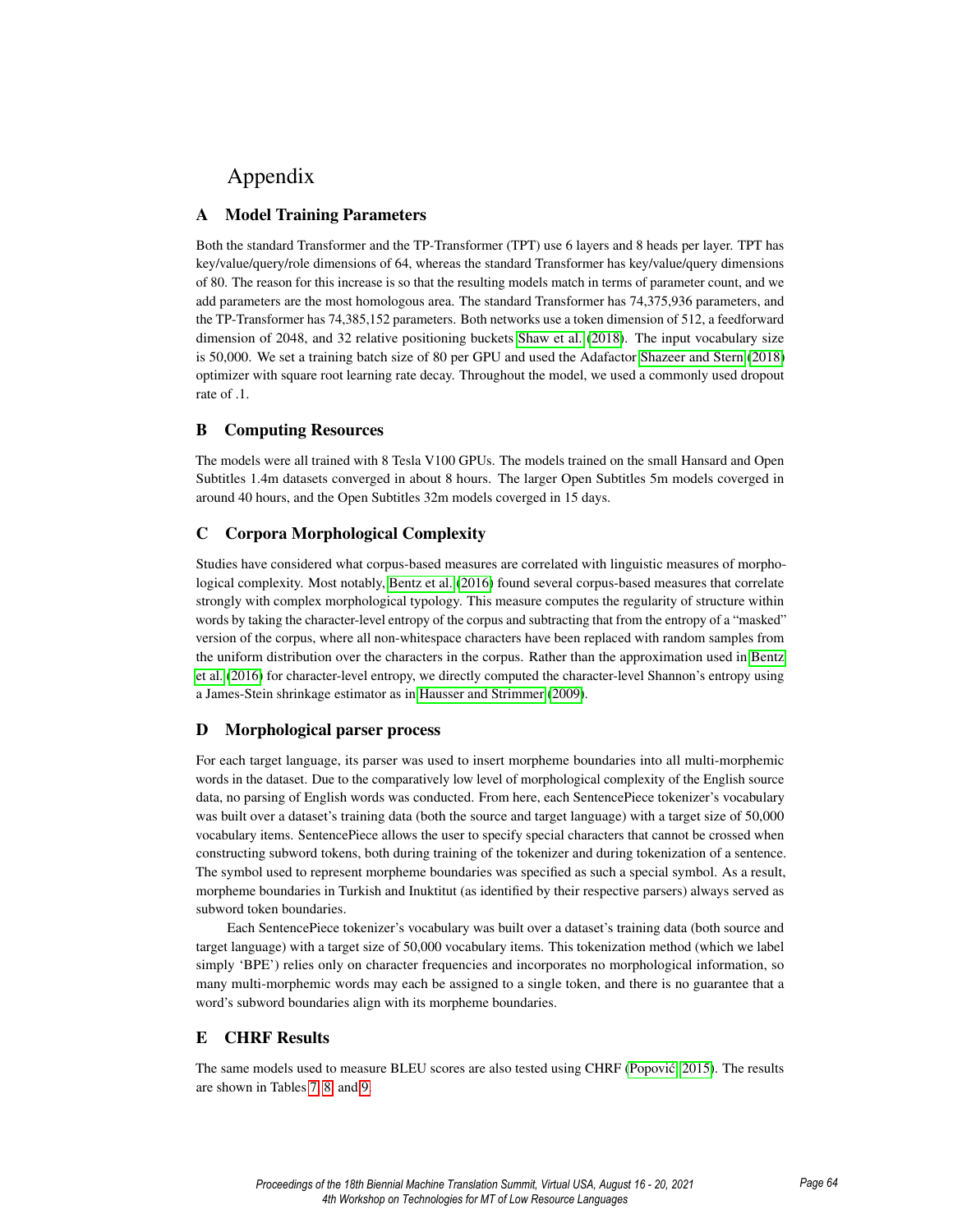# Appendix

## A Model Training Parameters

Both the standard Transformer and the TP-Transformer (TPT) use 6 layers and 8 heads per layer. TPT has key/value/query/role dimensions of 64, whereas the standard Transformer has key/value/query dimensions of 80. The reason for this increase is so that the resulting models match in terms of parameter count, and we add parameters are the most homologous area. The standard Transformer has 74,375,936 parameters, and the TP-Transformer has 74,385,152 parameters. Both networks use a token dimension of 512, a feedforward dimension of 2048, and 32 relative positioning buckets Shaw et al. (2018). The input vocabulary size is 50,000. We set a training batch size of 80 per GPU and used the Adafactor Shazeer and Stern (2018) optimizer with square root learning rate decay. Throughout the model, we used a commonly used dropout rate of .1.

## B Computing Resources

The models were all trained with 8 Tesla V100 GPUs. The models trained on the small Hansard and Open Subtitles 1.4m datasets converged in about 8 hours. The larger Open Subtitles 5m models coverged in around 40 hours, and the Open Subtitles 32m models coverged in 15 days.

## C Corpora Morphological Complexity

Studies have considered what corpus-based measures are correlated with linguistic measures of morphological complexity. Most notably, Bentz et al. (2016) found several corpus-based measures that correlate strongly with complex morphological typology. This measure computes the regularity of structure within words by taking the character-level entropy of the corpus and subtracting that from the entropy of a "masked" version of the corpus, where all non-whitespace characters have been replaced with random samples from the uniform distribution over the characters in the corpus. Rather than the approximation used in Bentz et al. (2016) for character-level entropy, we directly computed the character-level Shannon's entropy using a James-Stein shrinkage estimator as in Hausser and Strimmer (2009).

## D Morphological parser process

For each target language, its parser was used to insert morpheme boundaries into all multi-morphemic words in the dataset. Due to the comparatively low level of morphological complexity of the English source data, no parsing of English words was conducted. From here, each SentencePiece tokenizer's vocabulary was built over a dataset's training data (both the source and target language) with a target size of 50,000 vocabulary items. SentencePiece allows the user to specify special characters that cannot be crossed when constructing subword tokens, both during training of the tokenizer and during tokenization of a sentence. The symbol used to represent morpheme boundaries was specified as such a special symbol. As a result, morpheme boundaries in Turkish and Inuktitut (as identified by their respective parsers) always served as subword token boundaries.

Each SentencePiece tokenizer's vocabulary was built over a dataset's training data (both source and target language) with a target size of 50,000 vocabulary items. This tokenization method (which we label simply 'BPE') relies only on character frequencies and incorporates no morphological information, so many multi-morphemic words may each be assigned to a single token, and there is no guarantee that a word's subword boundaries align with its morpheme boundaries.

## E CHRF Results

The same models used to measure BLEU scores are also tested using CHRF (Popović, 2015). The results are shown in Tables 7, 8, and 9.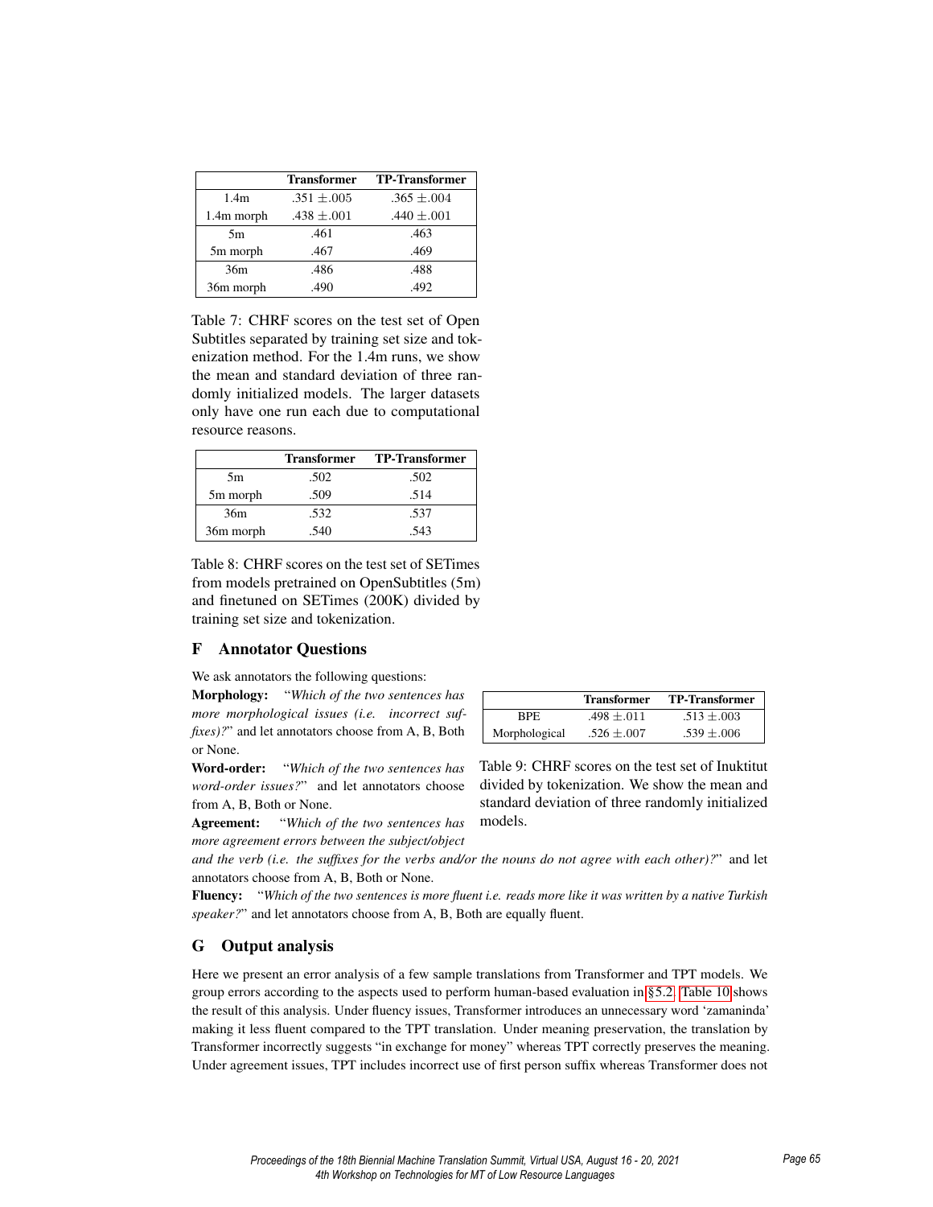| | Transformer | TP-Transformer |
|---|---|---|
| 1.4m | .351 $\pm$.005 | .365 $\pm$.004 |
| 1.4m morph | .438 $\pm$.001 | .440 $\pm$.001 |
| 5m | .461 | .463 |
| 5m morph | .467 | .469 |
| 36m | .486 | .488 |
| 36m morph | .490 | .492 |

Table 7: CHRF scores on the test set of Open Subtitles separated by training set size and tokenization method. For the 1.4m runs, we show the mean and standard deviation of three randomly initialized models. The larger datasets only have one run each due to computational resource reasons.

| | Transformer | TP-Transformer |
|---|---|---|
| 5m | .502 | .502 |
| 5m morph | .509 | .514 |
| 36m | .532 | .537 |
| 36m morph | .540 | .543 |

Table 8: CHRF scores on the test set of SETimes from models pretrained on OpenSubtitles (5m) and finetuned on SETimes (200K) divided by training set size and tokenization.

## F Annotator Questions

We ask annotators the following questions:

**Morphology:** "*Which of the two sentences has more morphological issues (i.e. incorrect suffixes)?*" and let annotators choose from A, B, Both or None.

**Word-order:** "*Which of the two sentences has word-order issues?*" and let annotators choose from A, B, Both or None.

**Agreement:** "*Which of the two sentences has more agreement errors between the subject/object and the verb (i.e. the suffixes for the verbs and/or the nouns do not agree with each other)?*" and let annotators choose from A, B, Both or None.

**Fluency:** "*Which of the two sentences is more fluent i.e. reads more like it was written by a native Turkish speaker?*" and let annotators choose from A, B, Both are equally fluent.

| | Transformer | TP-Transformer |
|---|---|---|
| BPE | .498 $\pm$.011 | .513 $\pm$.003 |
| Morphological | .526 $\pm$.007 | .539 $\pm$.006 |

Table 9: CHRF scores on the test set of Inuktitut divided by tokenization. We show the mean and standard deviation of three randomly initialized models.

## G Output analysis

Here we present an error analysis of a few sample translations from Transformer and TPT models. We group errors according to the aspects used to perform human-based evaluation in §5.2. Table 10 shows the result of this analysis. Under fluency issues, Transformer introduces an unnecessary word 'zamaninda' making it less fluent compared to the TPT translation. Under meaning preservation, the translation by Transformer incorrectly suggests "in exchange for money" whereas TPT correctly preserves the meaning. Under agreement issues, TPT includes incorrect use of first person suffix whereas Transformer does not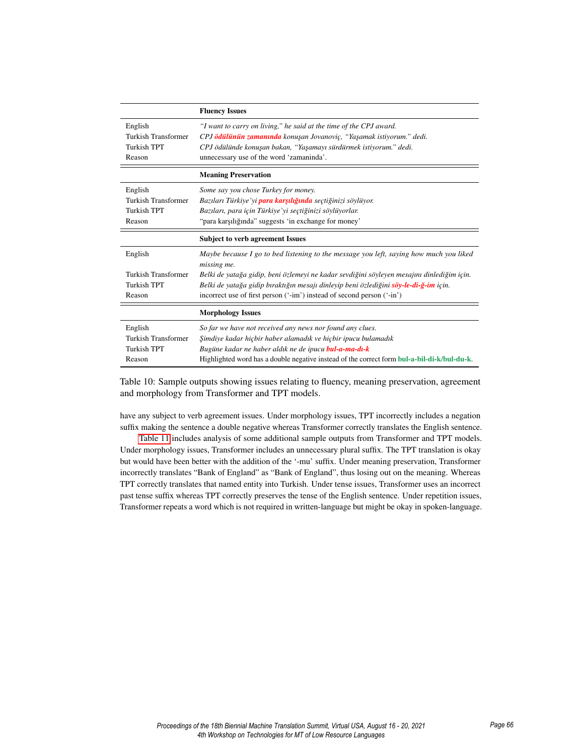| | **Fluency Issues** |
|---|---|
| English | *"I want to carry on living," he said at the time of the CPJ award.* |
| Turkish Transformer | *CPJ **ödülünün zamanında** konuşan Jovanoviç, "Yaşamak istiyorum." dedi.* |
| Turkish TPT | *CPJ ödülünde konuşan bakan, "Yaşamayı sürdürmek istiyorum." dedi.* |
| Reason | unnecessary use of the word 'zamaninda'. |
| | **Meaning Preservation** |
| English | *Some say you chose Turkey for money.* |
| Turkish Transformer | *Bazıları Türkiye'yi **para karşılığında** seçtiğinizi söylüyor.* |
| Turkish TPT | *Bazıları, para için Türkiye'yi seçtiğinizi söylüyorlar.* |
| Reason | "para karşılığında" suggests 'in exchange for money' |
| | **Subject to verb agreement Issues** |
| English | *Maybe because I go to bed listening to the message you left, saying how much you liked missing me.* |
| Turkish Transformer | *Belki de yatağa gidip, beni özlemeyi ne kadar sevdiğini söyleyen mesajını dinlediğim için.* |
| Turkish TPT | *Belki de yatağa gidip bıraktığın mesajı dinleyip beni özlediğini **söy-le-di-ğ-im** için.* |
| Reason | incorrect use of first person ('-im') instead of second person ('-in') |
| | **Morphology Issues** |
| English | *So far we have not received any news nor found any clues.* |
| Turkish Transformer | *Şimdiye kadar hiçbir haber alamadık ve hiçbir ipucu bulamadık* |
| Turkish TPT | *Bugüne kadar ne haber aldık ne de ipucu **bul-a-ma-dı-k*** |
| Reason | Highlighted word has a double negative instead of the correct form **bul-a-bil-di-k/bul-du-k**. |

Table 10: Sample outputs showing issues relating to fluency, meaning preservation, agreement and morphology from Transformer and TPT models.

have any subject to verb agreement issues. Under morphology issues, TPT incorrectly includes a negation suffix making the sentence a double negative whereas Transformer correctly translates the English sentence.

Table 11 includes analysis of some additional sample outputs from Transformer and TPT models. Under morphology issues, Transformer includes an unnecessary plural suffix. The TPT translation is okay but would have been better with the addition of the '-mu' suffix. Under meaning preservation, Transformer incorrectly translates "Bank of England" as "Bank of England", thus losing out on the meaning. Whereas TPT correctly translates that named entity into Turkish. Under tense issues, Transformer uses an incorrect past tense suffix whereas TPT correctly preserves the tense of the English sentence. Under repetition issues, Transformer repeats a word which is not required in written-language but might be okay in spoken-language.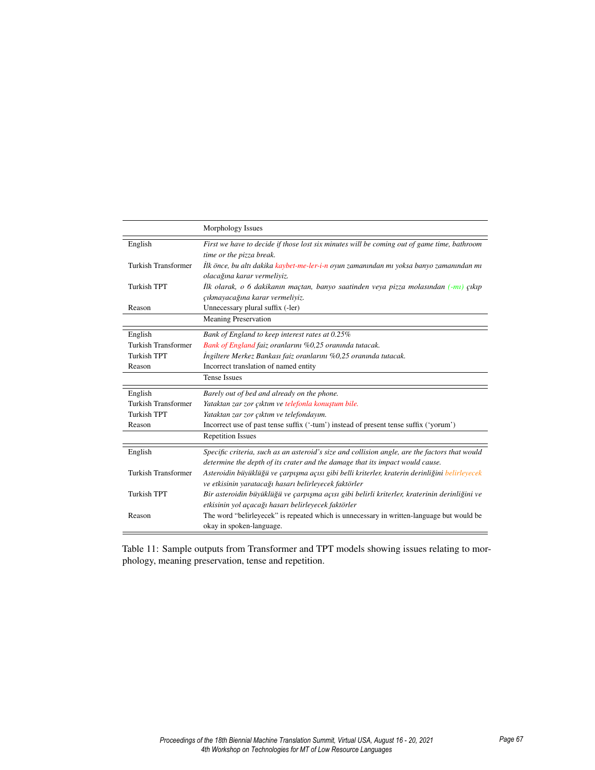| | Morphology Issues |
|---|---|
| English | *First we have to decide if those lost six minutes will be coming out of game time, bathroom time or the pizza break.* |
| Turkish Transformer | *İlk önce, bu altı dakika kaybet-me-ler-i-n oyun zamanından mı yoksa banyo zamanından mı olacağına karar vermeliyiz.* |
| Turkish TPT | *İlk olarak, o 6 dakikanın maçtan, banyo saatinden veya pizza molasından (-mı) çıkıp çıkmayacağına karar vermeliyiz.* |
| Reason | Unnecessary plural suffix (-ler) |
| | **Meaning Preservation** |
| English | *Bank of England to keep interest rates at 0.25%* |
| Turkish Transformer | *Bank of England faiz oranlarını %0,25 oranında tutacak.* |
| Turkish TPT | *İngiltere Merkez Bankası faiz oranlarını %0,25 oranında tutacak.* |
| Reason | Incorrect translation of named entity |
| | **Tense Issues** |
| English | *Barely out of bed and already on the phone.* |
| Turkish Transformer | *Yataktan zar zor çıktım ve telefonla konuştum bile.* |
| Turkish TPT | *Yataktan zar zor çıktım ve telefondayım.* |
| Reason | Incorrect use of past tense suffix ('-tum') instead of present tense suffix ('yorum') |
| | **Repetition Issues** |
| English | *Specific criteria, such as an asteroid's size and collision angle, are the factors that would determine the depth of its crater and the damage that its impact would cause.* |
| Turkish Transformer | *Asteroidin büyüklüğü ve çarpışma açısı gibi belli kriterler, kraterin derinliğini belirleyecek ve etkisinin yaratacağı hasarı belirleyecek faktörler* |
| Turkish TPT | *Bir asteroidin büyüklüğü ve çarpışma açısı gibi belirli kriterler, kraterinin derinliğini ve etkisinin yol açacağı hasarı belirleyecek faktörler* |
| Reason | The word "belirleyecek" is repeated which is unnecessary in written-language but would be okay in spoken-language. |

Table 11: Sample outputs from Transformer and TPT models showing issues relating to morphology, meaning preservation, tense and repetition.